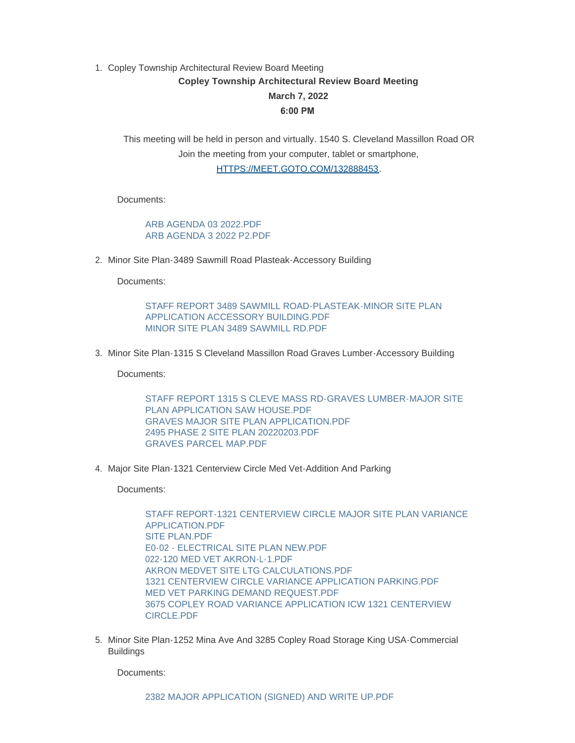1. Copley Township Architectural Review Board Meeting

   **Copley Township Architectural Review Board Meeting**

   **March 7, 2022**

   **6:00 PM**

   This meeting will be held in person and virtually. 1540 S. Cleveland Massillon Road OR Join the meeting from your computer, tablet or smartphone, HTTPS://MEET.GOTO.COM/132888453.

   Documents:

   ARB AGENDA 03 2022.PDF
   ARB AGENDA 3 2022 P2.PDF

2. Minor Site Plan-3489 Sawmill Road Plasteak-Accessory Building

   Documents:

   STAFF REPORT 3489 SAWMILL ROAD-PLASTEAK-MINOR SITE PLAN APPLICATION ACCESSORY BUILDING.PDF
   MINOR SITE PLAN 3489 SAWMILL RD.PDF

3. Minor Site Plan-1315 S Cleveland Massillon Road Graves Lumber-Accessory Building

   Documents:

   STAFF REPORT 1315 S CLEVE MASS RD-GRAVES LUMBER-MAJOR SITE PLAN APPLICATION SAW HOUSE.PDF
   GRAVES MAJOR SITE PLAN APPLICATION.PDF
   2495 PHASE 2 SITE PLAN 20220203.PDF
   GRAVES PARCEL MAP.PDF

4. Major Site Plan-1321 Centerview Circle Med Vet-Addition And Parking

   Documents:

   STAFF REPORT-1321 CENTERVIEW CIRCLE MAJOR SITE PLAN VARIANCE APPLICATION.PDF
   SITE PLAN.PDF
   E0-02 - ELECTRICAL SITE PLAN NEW.PDF
   022-120 MED VET AKRON-L-1.PDF
   AKRON MEDVET SITE LTG CALCULATIONS.PDF
   1321 CENTERVIEW CIRCLE VARIANCE APPLICATION PARKING.PDF
   MED VET PARKING DEMAND REQUEST.PDF
   3675 COPLEY ROAD VARIANCE APPLICATION ICW 1321 CENTERVIEW CIRCLE.PDF

5. Minor Site Plan-1252 Mina Ave And 3285 Copley Road Storage King USA-Commercial Buildings

   Documents:

   2382 MAJOR APPLICATION (SIGNED) AND WRITE UP.PDF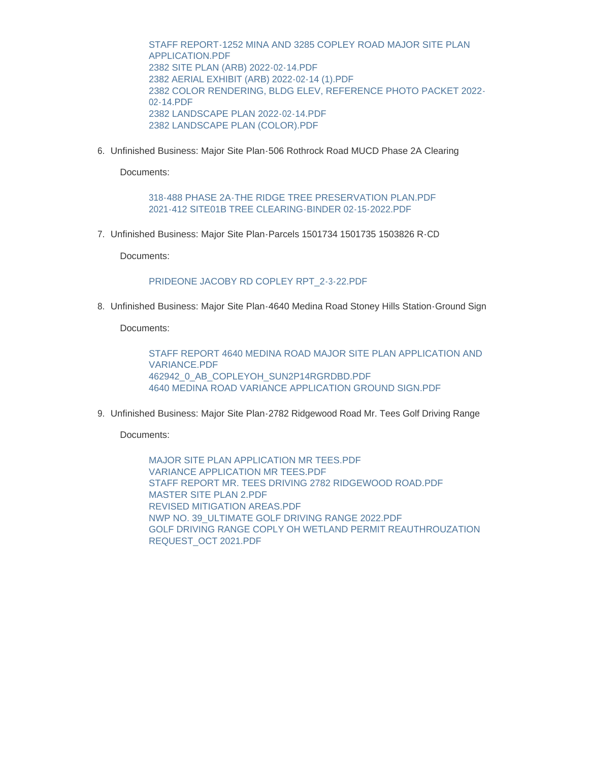STAFF REPORT-1252 MINA AND 3285 COPLEY ROAD MAJOR SITE PLAN APPLICATION.PDF
2382 SITE PLAN (ARB) 2022-02-14.PDF
2382 AERIAL EXHIBIT (ARB) 2022-02-14 (1).PDF
2382 COLOR RENDERING, BLDG ELEV, REFERENCE PHOTO PACKET 2022-02-14.PDF
2382 LANDSCAPE PLAN 2022-02-14.PDF
2382 LANDSCAPE PLAN (COLOR).PDF

6. Unfinished Business: Major Site Plan-506 Rothrock Road MUCD Phase 2A Clearing

   Documents:

   318-488 PHASE 2A-THE RIDGE TREE PRESERVATION PLAN.PDF
   2021-412 SITE01B TREE CLEARING-BINDER 02-15-2022.PDF

7. Unfinished Business: Major Site Plan-Parcels 1501734 1501735 1503826 R-CD

   Documents:

   PRIDEONE JACOBY RD COPLEY RPT_2-3-22.PDF

8. Unfinished Business: Major Site Plan-4640 Medina Road Stoney Hills Station-Ground Sign

   Documents:

   STAFF REPORT 4640 MEDINA ROAD MAJOR SITE PLAN APPLICATION AND VARIANCE.PDF
   462942_0_AB_COPLEYOH_SUN2P14RGRDBD.PDF
   4640 MEDINA ROAD VARIANCE APPLICATION GROUND SIGN.PDF

9. Unfinished Business: Major Site Plan-2782 Ridgewood Road Mr. Tees Golf Driving Range

   Documents:

   MAJOR SITE PLAN APPLICATION MR TEES.PDF
   VARIANCE APPLICATION MR TEES.PDF
   STAFF REPORT MR. TEES DRIVING 2782 RIDGEWOOD ROAD.PDF
   MASTER SITE PLAN 2.PDF
   REVISED MITIGATION AREAS.PDF
   NWP NO. 39_ULTIMATE GOLF DRIVING RANGE 2022.PDF
   GOLF DRIVING RANGE COPLY OH WETLAND PERMIT REAUTHROUZATION REQUEST_OCT 2021.PDF